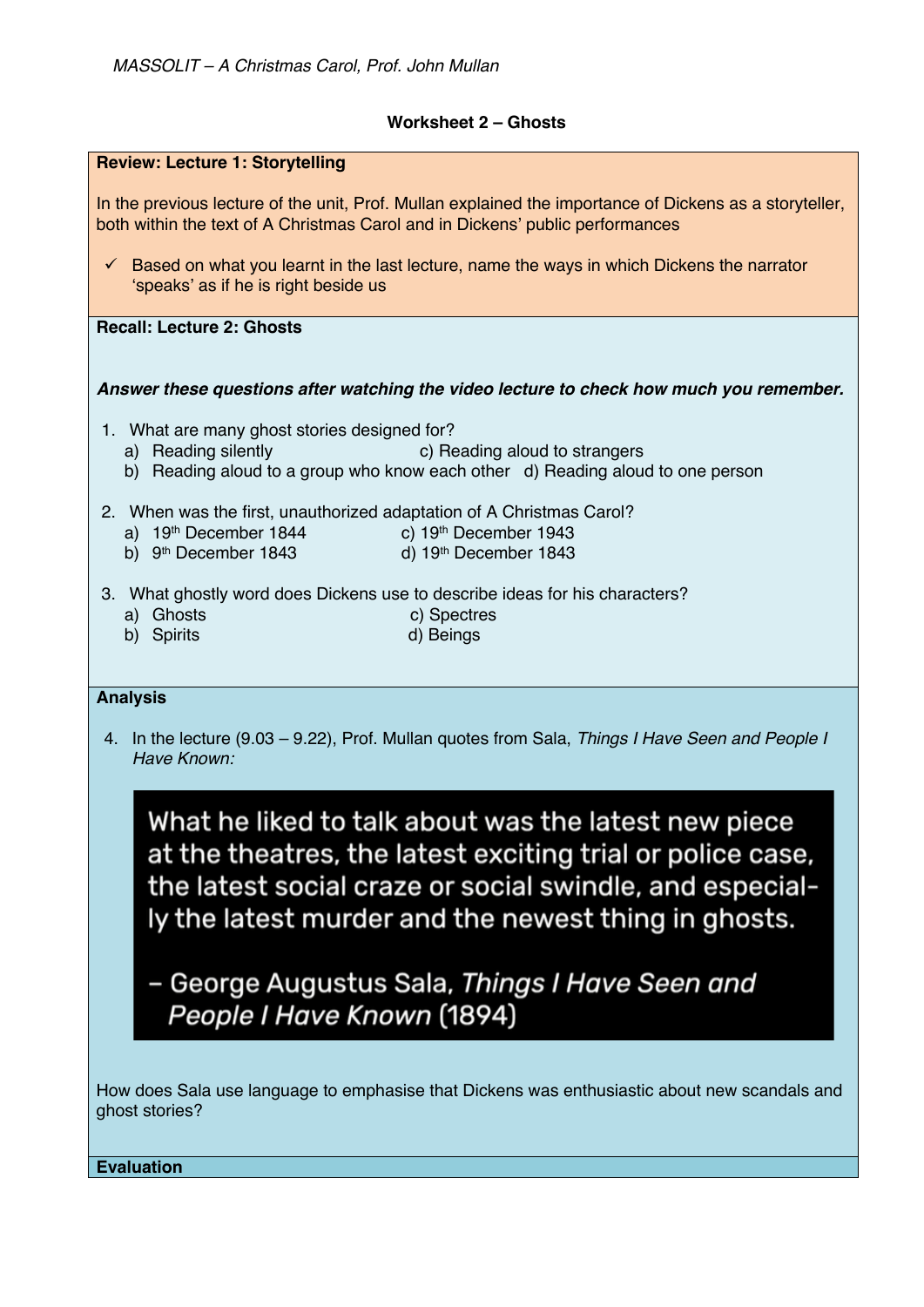*MASSOLIT – A Christmas Carol, Prof. John Mullan*

**Worksheet 2 – Ghosts**

**Review: Lecture 1: Storytelling**

In the previous lecture of the unit, Prof. Mullan explained the importance of Dickens as a storyteller, both within the text of A Christmas Carol and in Dickens' public performances

- ✓ Based on what you learnt in the last lecture, name the ways in which Dickens the narrator 'speaks' as if he is right beside us

**Recall: Lecture 2: Ghosts**

***Answer these questions after watching the video lecture to check how much you remember.***

1. What are many ghost stories designed for?
   a) Reading silently
   b) Reading aloud to a group who know each other
   c) Reading aloud to strangers
   d) Reading aloud to one person

2. When was the first, unauthorized adaptation of A Christmas Carol?
   a) 19th December 1844
   b) 9th December 1843
   c) 19th December 1943
   d) 19th December 1843

3. What ghostly word does Dickens use to describe ideas for his characters?
   a) Ghosts
   b) Spirits
   c) Spectres
   d) Beings

**Analysis**

4. In the lecture (9.03 – 9.22), Prof. Mullan quotes from Sala, *Things I Have Seen and People I Have Known:*

> What he liked to talk about was the latest new piece at the theatres, the latest exciting trial or police case, the latest social craze or social swindle, and especially the latest murder and the newest thing in ghosts.
>
> – George Augustus Sala, *Things I Have Seen and People I Have Known* (1894)

How does Sala use language to emphasise that Dickens was enthusiastic about new scandals and ghost stories?

**Evaluation**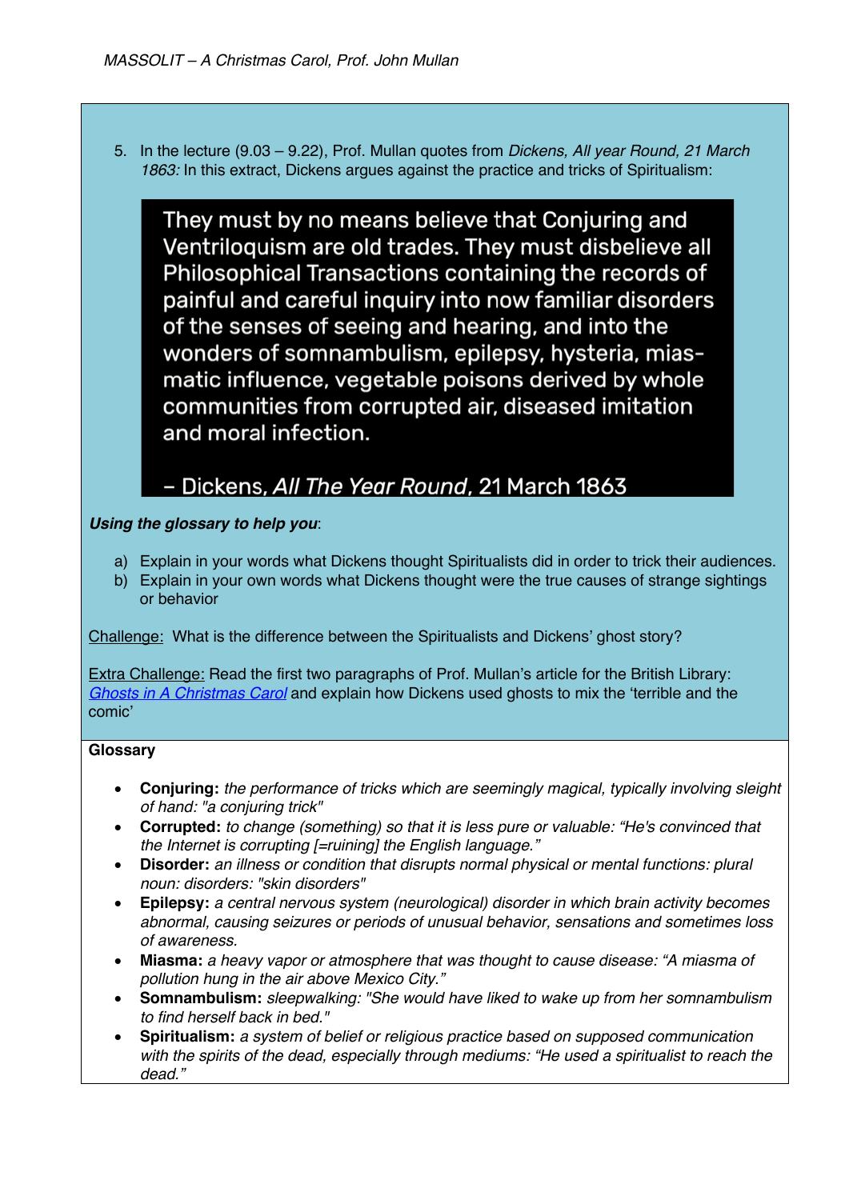5. In the lecture (9.03 – 9.22), Prof. Mullan quotes from *Dickens, All year Round, 21 March 1863:* In this extract, Dickens argues against the practice and tricks of Spiritualism:

> They must by no means believe that Conjuring and Ventriloquism are old trades. They must disbelieve all Philosophical Transactions containing the records of painful and careful inquiry into now familiar disorders of the senses of seeing and hearing, and into the wonders of somnambulism, epilepsy, hysteria, miasmatic influence, vegetable poisons derived by whole communities from corrupted air, diseased imitation and moral infection.
>
> – Dickens, *All The Year Round*, 21 March 1863

***Using the glossary to help you***:

a) Explain in your words what Dickens thought Spiritualists did in order to trick their audiences.
b) Explain in your own words what Dickens thought were the true causes of strange sightings or behavior

Challenge: What is the difference between the Spiritualists and Dickens' ghost story?

Extra Challenge: Read the first two paragraphs of Prof. Mullan's article for the British Library: *Ghosts in A Christmas Carol* and explain how Dickens used ghosts to mix the 'terrible and the comic'

**Glossary**

- **Conjuring:** *the performance of tricks which are seemingly magical, typically involving sleight of hand: "a conjuring trick"*
- **Corrupted:** *to change (something) so that it is less pure or valuable: "He's convinced that the Internet is corrupting [=ruining] the English language."*
- **Disorder:** *an illness or condition that disrupts normal physical or mental functions: plural noun: disorders: "skin disorders"*
- **Epilepsy:** *a central nervous system (neurological) disorder in which brain activity becomes abnormal, causing seizures or periods of unusual behavior, sensations and sometimes loss of awareness.*
- **Miasma:** *a heavy vapor or atmosphere that was thought to cause disease: "A miasma of pollution hung in the air above Mexico City."*
- **Somnambulism:** *sleepwalking: "She would have liked to wake up from her somnambulism to find herself back in bed."*
- **Spiritualism:** *a system of belief or religious practice based on supposed communication with the spirits of the dead, especially through mediums: "He used a spiritualist to reach the dead."*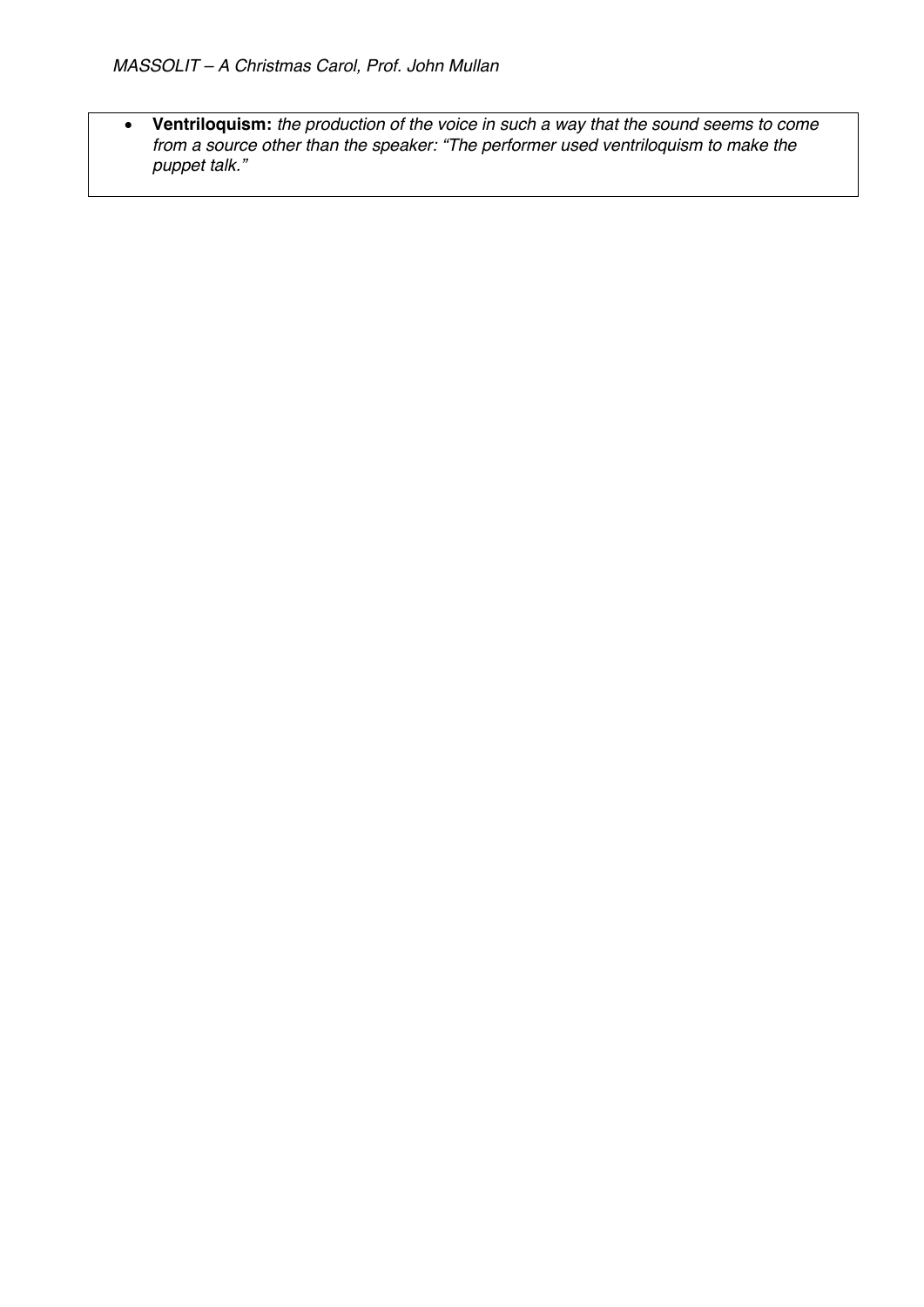- **Ventriloquism:** *the production of the voice in such a way that the sound seems to come from a source other than the speaker: "The performer used ventriloquism to make the puppet talk."*